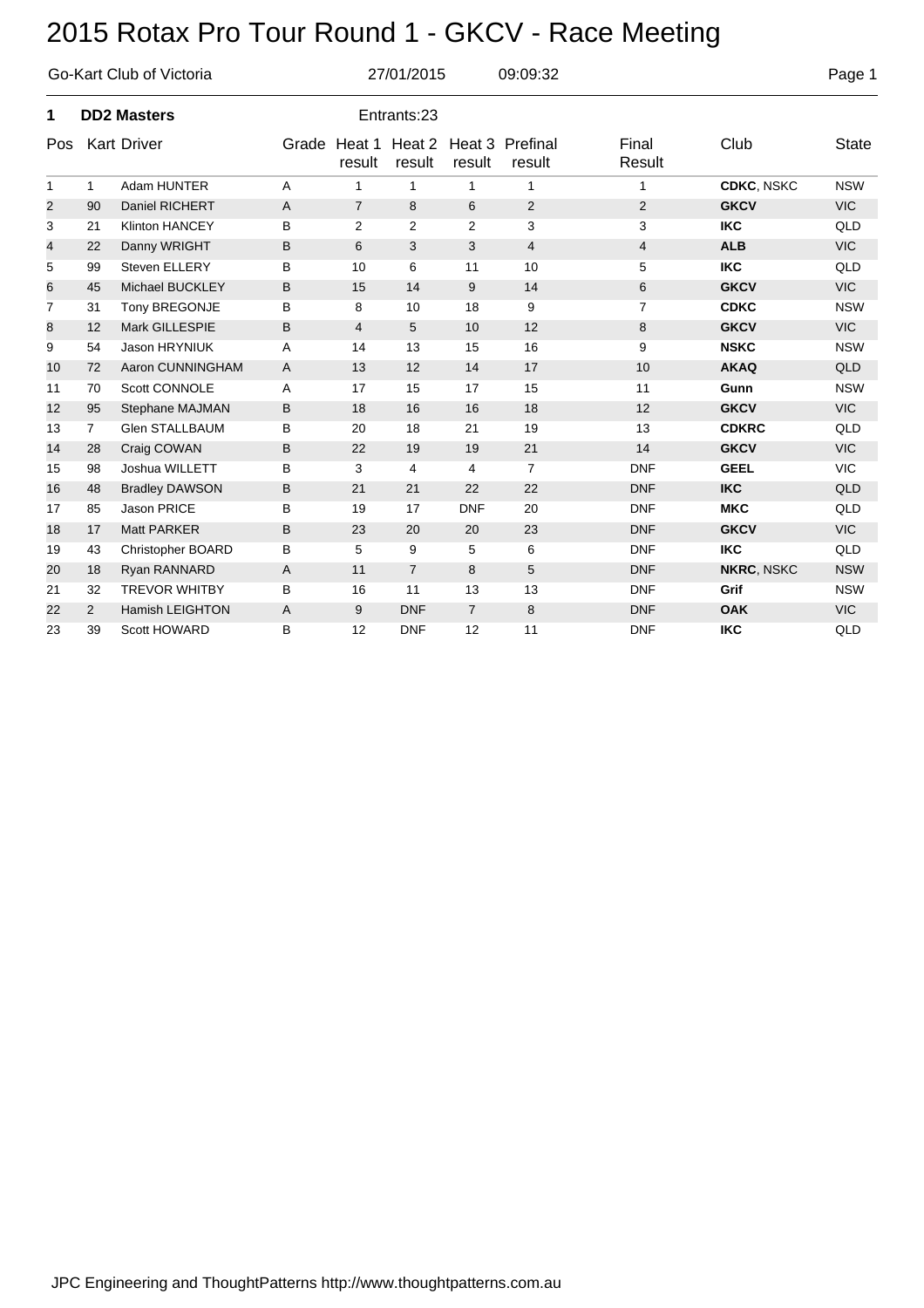# 2015 Rotax Pro Tour Round 1 - GKCV - Race Meeting

Go-Kart Club of Victoria 27/01/2015 09:09:32

## 1 DD2 Masters

Entrants:23

| Pos | Kart | Driver | Grade | Heat 1 result | Heat 2 result | Heat 3 result | Prefinal result | Final Result | Club | State |
|---|---|---|---|---|---|---|---|---|---|---|
| 1 | 1 | Adam HUNTER | A | 1 | 1 | 1 | 1 | 1 | **CDKC**, NSKC | NSW |
| 2 | 90 | Daniel RICHERT | A | 7 | 8 | 6 | 2 | 2 | **GKCV** | VIC |
| 3 | 21 | Klinton HANCEY | B | 2 | 2 | 2 | 3 | 3 | **IKC** | QLD |
| 4 | 22 | Danny WRIGHT | B | 6 | 3 | 3 | 4 | 4 | **ALB** | VIC |
| 5 | 99 | Steven ELLERY | B | 10 | 6 | 11 | 10 | 5 | **IKC** | QLD |
| 6 | 45 | Michael BUCKLEY | B | 15 | 14 | 9 | 14 | 6 | **GKCV** | VIC |
| 7 | 31 | Tony BREGONJE | B | 8 | 10 | 18 | 9 | 7 | **CDKC** | NSW |
| 8 | 12 | Mark GILLESPIE | B | 4 | 5 | 10 | 12 | 8 | **GKCV** | VIC |
| 9 | 54 | Jason HRYNIUK | A | 14 | 13 | 15 | 16 | 9 | **NSKC** | NSW |
| 10 | 72 | Aaron CUNNINGHAM | A | 13 | 12 | 14 | 17 | 10 | **AKAQ** | QLD |
| 11 | 70 | Scott CONNOLE | A | 17 | 15 | 17 | 15 | 11 | **Gunn** | NSW |
| 12 | 95 | Stephane MAJMAN | B | 18 | 16 | 16 | 18 | 12 | **GKCV** | VIC |
| 13 | 7 | Glen STALLBAUM | B | 20 | 18 | 21 | 19 | 13 | **CDKRC** | QLD |
| 14 | 28 | Craig COWAN | B | 22 | 19 | 19 | 21 | 14 | **GKCV** | VIC |
| 15 | 98 | Joshua WILLETT | B | 3 | 4 | 4 | 7 | DNF | **GEEL** | VIC |
| 16 | 48 | Bradley DAWSON | B | 21 | 21 | 22 | 22 | DNF | **IKC** | QLD |
| 17 | 85 | Jason PRICE | B | 19 | 17 | DNF | 20 | DNF | **MKC** | QLD |
| 18 | 17 | Matt PARKER | B | 23 | 20 | 20 | 23 | DNF | **GKCV** | VIC |
| 19 | 43 | Christopher BOARD | B | 5 | 9 | 5 | 6 | DNF | **IKC** | QLD |
| 20 | 18 | Ryan RANNARD | A | 11 | 7 | 8 | 5 | DNF | **NKRC**, NSKC | NSW |
| 21 | 32 | TREVOR WHITBY | B | 16 | 11 | 13 | 13 | DNF | **Grif** | NSW |
| 22 | 2 | Hamish LEIGHTON | A | 9 | DNF | 7 | 8 | DNF | **OAK** | VIC |
| 23 | 39 | Scott HOWARD | B | 12 | DNF | 12 | 11 | DNF | **IKC** | QLD |

JPC Engineering and ThoughtPatterns http://www.thoughtpatterns.com.au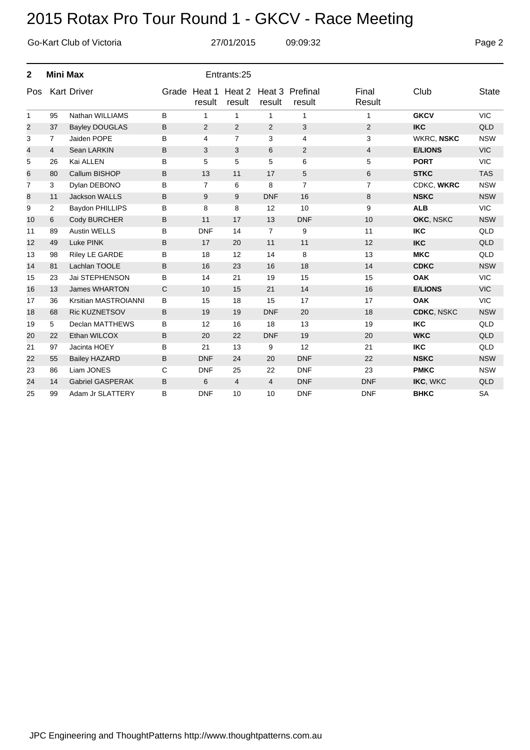# 2015 Rotax Pro Tour Round 1 - GKCV - Race Meeting

Go-Kart Club of Victoria 27/01/2015 09:09:32

## 2 Mini Max

Entrants:25

| Pos | Kart | Driver | Grade | Heat 1 result | Heat 2 result | Heat 3 result | Prefinal result | Final Result | Club | State |
|---|---|---|---|---|---|---|---|---|---|---|
| 1 | 95 | Nathan WILLIAMS | B | 1 | 1 | 1 | 1 | 1 | **GKCV** | VIC |
| 2 | 37 | Bayley DOUGLAS | B | 2 | 2 | 2 | 3 | 2 | **IKC** | QLD |
| 3 | 7 | Jaiden POPE | B | 4 | 7 | 3 | 4 | 3 | WKRC, **NSKC** | NSW |
| 4 | 4 | Sean LARKIN | B | 3 | 3 | 6 | 2 | 4 | **E/LIONS** | VIC |
| 5 | 26 | Kai ALLEN | B | 5 | 5 | 5 | 6 | 5 | **PORT** | VIC |
| 6 | 80 | Callum BISHOP | B | 13 | 11 | 17 | 5 | 6 | **STKC** | TAS |
| 7 | 3 | Dylan DEBONO | B | 7 | 6 | 8 | 7 | 7 | CDKC, **WKRC** | NSW |
| 8 | 11 | Jackson WALLS | B | 9 | 9 | DNF | 16 | 8 | **NSKC** | NSW |
| 9 | 2 | Baydon PHILLIPS | B | 8 | 8 | 12 | 10 | 9 | **ALB** | VIC |
| 10 | 6 | Cody BURCHER | B | 11 | 17 | 13 | DNF | 10 | **OKC**, NSKC | NSW |
| 11 | 89 | Austin WELLS | B | DNF | 14 | 7 | 9 | 11 | **IKC** | QLD |
| 12 | 49 | Luke PINK | B | 17 | 20 | 11 | 11 | 12 | **IKC** | QLD |
| 13 | 98 | Riley LE GARDE | B | 18 | 12 | 14 | 8 | 13 | **MKC** | QLD |
| 14 | 81 | Lachlan TOOLE | B | 16 | 23 | 16 | 18 | 14 | **CDKC** | NSW |
| 15 | 23 | Jai STEPHENSON | B | 14 | 21 | 19 | 15 | 15 | **OAK** | VIC |
| 16 | 13 | James WHARTON | C | 10 | 15 | 21 | 14 | 16 | **E/LIONS** | VIC |
| 17 | 36 | Krsitian MASTROIANNI | B | 15 | 18 | 15 | 17 | 17 | **OAK** | VIC |
| 18 | 68 | Ric KUZNETSOV | B | 19 | 19 | DNF | 20 | 18 | **CDKC**, NSKC | NSW |
| 19 | 5 | Declan MATTHEWS | B | 12 | 16 | 18 | 13 | 19 | **IKC** | QLD |
| 20 | 22 | Ethan WILCOX | B | 20 | 22 | DNF | 19 | 20 | **WKC** | QLD |
| 21 | 97 | Jacinta HOEY | B | 21 | 13 | 9 | 12 | 21 | **IKC** | QLD |
| 22 | 55 | Bailey HAZARD | B | DNF | 24 | 20 | DNF | 22 | **NSKC** | NSW |
| 23 | 86 | Liam JONES | C | DNF | 25 | 22 | DNF | 23 | **PMKC** | NSW |
| 24 | 14 | Gabriel GASPERAK | B | 6 | 4 | 4 | DNF | DNF | **IKC**, WKC | QLD |
| 25 | 99 | Adam Jr SLATTERY | B | DNF | 10 | 10 | DNF | DNF | **BHKC** | SA |

JPC Engineering and ThoughtPatterns http://www.thoughtpatterns.com.au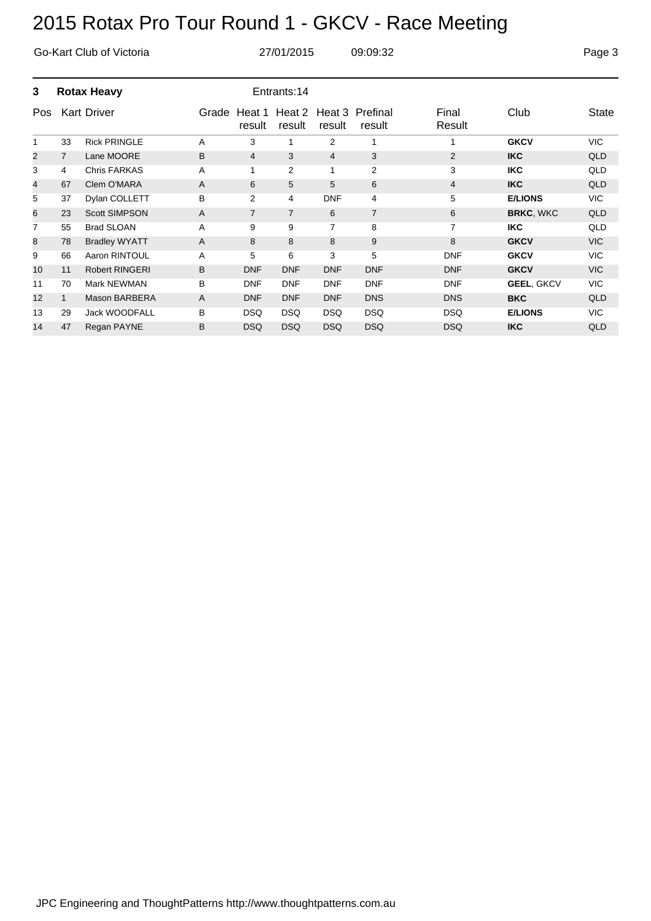# 2015 Rotax Pro Tour Round 1 - GKCV - Race Meeting

Go-Kart Club of Victoria 27/01/2015 09:09:32

## 3 Rotax Heavy

Entrants:14

| Pos | Kart | Driver | Grade | Heat 1 result | Heat 2 result | Heat 3 result | Prefinal result | Final Result | Club | State |
|---|---|---|---|---|---|---|---|---|---|---|
| 1 | 33 | Rick PRINGLE | A | 3 | 1 | 2 | 1 | 1 | **GKCV** | VIC |
| 2 | 7 | Lane MOORE | B | 4 | 3 | 4 | 3 | 2 | **IKC** | QLD |
| 3 | 4 | Chris FARKAS | A | 1 | 2 | 1 | 2 | 3 | **IKC** | QLD |
| 4 | 67 | Clem O'MARA | A | 6 | 5 | 5 | 6 | 4 | **IKC** | QLD |
| 5 | 37 | Dylan COLLETT | B | 2 | 4 | DNF | 4 | 5 | **E/LIONS** | VIC |
| 6 | 23 | Scott SIMPSON | A | 7 | 7 | 6 | 7 | 6 | **BRKC**, WKC | QLD |
| 7 | 55 | Brad SLOAN | A | 9 | 9 | 7 | 8 | 7 | **IKC** | QLD |
| 8 | 78 | Bradley WYATT | A | 8 | 8 | 8 | 9 | 8 | **GKCV** | VIC |
| 9 | 66 | Aaron RINTOUL | A | 5 | 6 | 3 | 5 | DNF | **GKCV** | VIC |
| 10 | 11 | Robert RINGERI | B | DNF | DNF | DNF | DNF | DNF | **GKCV** | VIC |
| 11 | 70 | Mark NEWMAN | B | DNF | DNF | DNF | DNF | DNF | **GEEL**, GKCV | VIC |
| 12 | 1 | Mason BARBERA | A | DNF | DNF | DNF | DNS | DNS | **BKC** | QLD |
| 13 | 29 | Jack WOODFALL | B | DSQ | DSQ | DSQ | DSQ | DSQ | **E/LIONS** | VIC |
| 14 | 47 | Regan PAYNE | B | DSQ | DSQ | DSQ | DSQ | DSQ | **IKC** | QLD |

JPC Engineering and ThoughtPatterns http://www.thoughtpatterns.com.au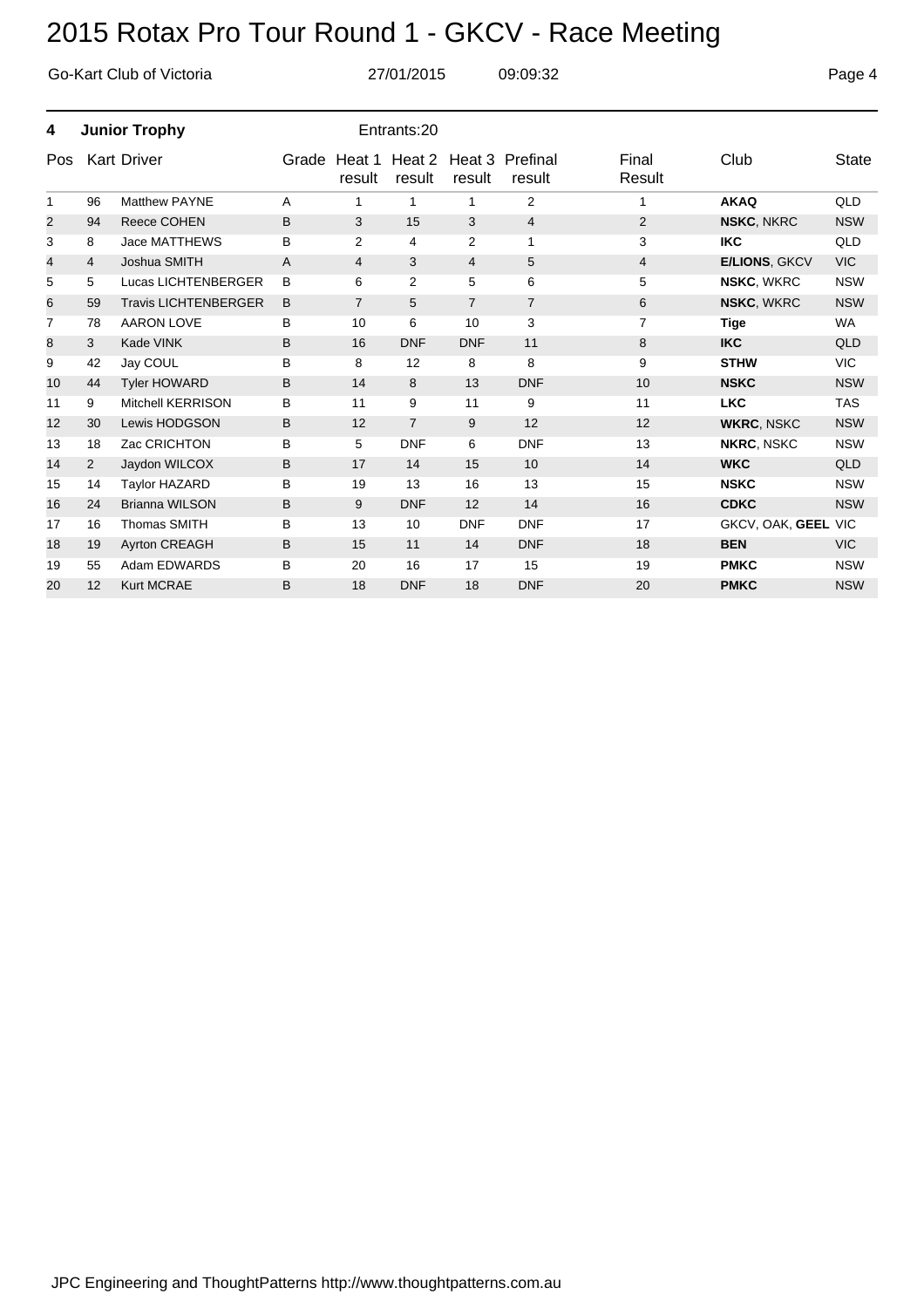# 2015 Rotax Pro Tour Round 1 - GKCV - Race Meeting

Go-Kart Club of Victoria 27/01/2015 09:09:32

**4 Junior Trophy** Entrants:20

| Pos | Kart | Driver | Grade | Heat 1 result | Heat 2 result | Heat 3 result | Prefinal result | Final Result | Club | State |
|---|---|---|---|---|---|---|---|---|---|---|
| 1 | 96 | Matthew PAYNE | A | 1 | 1 | 1 | 2 | 1 | **AKAQ** | QLD |
| 2 | 94 | Reece COHEN | B | 3 | 15 | 3 | 4 | 2 | **NSKC**, NKRC | NSW |
| 3 | 8 | Jace MATTHEWS | B | 2 | 4 | 2 | 1 | 3 | **IKC** | QLD |
| 4 | 4 | Joshua SMITH | A | 4 | 3 | 4 | 5 | 4 | **E/LIONS**, GKCV | VIC |
| 5 | 5 | Lucas LICHTENBERGER | B | 6 | 2 | 5 | 6 | 5 | **NSKC**, WKRC | NSW |
| 6 | 59 | Travis LICHTENBERGER | B | 7 | 5 | 7 | 7 | 6 | **NSKC**, WKRC | NSW |
| 7 | 78 | AARON LOVE | B | 10 | 6 | 10 | 3 | 7 | **Tige** | WA |
| 8 | 3 | Kade VINK | B | 16 | DNF | DNF | 11 | 8 | **IKC** | QLD |
| 9 | 42 | Jay COUL | B | 8 | 12 | 8 | 8 | 9 | **STHW** | VIC |
| 10 | 44 | Tyler HOWARD | B | 14 | 8 | 13 | DNF | 10 | **NSKC** | NSW |
| 11 | 9 | Mitchell KERRISON | B | 11 | 9 | 11 | 9 | 11 | **LKC** | TAS |
| 12 | 30 | Lewis HODGSON | B | 12 | 7 | 9 | 12 | 12 | **WKRC**, NSKC | NSW |
| 13 | 18 | Zac CRICHTON | B | 5 | DNF | 6 | DNF | 13 | **NKRC**, NSKC | NSW |
| 14 | 2 | Jaydon WILCOX | B | 17 | 14 | 15 | 10 | 14 | **WKC** | QLD |
| 15 | 14 | Taylor HAZARD | B | 19 | 13 | 16 | 13 | 15 | **NSKC** | NSW |
| 16 | 24 | Brianna WILSON | B | 9 | DNF | 12 | 14 | 16 | **CDKC** | NSW |
| 17 | 16 | Thomas SMITH | B | 13 | 10 | DNF | DNF | 17 | GKCV, OAK, **GEEL** | VIC |
| 18 | 19 | Ayrton CREAGH | B | 15 | 11 | 14 | DNF | 18 | **BEN** | VIC |
| 19 | 55 | Adam EDWARDS | B | 20 | 16 | 17 | 15 | 19 | **PMKC** | NSW |
| 20 | 12 | Kurt MCRAE | B | 18 | DNF | 18 | DNF | 20 | **PMKC** | NSW |

JPC Engineering and ThoughtPatterns http://www.thoughtpatterns.com.au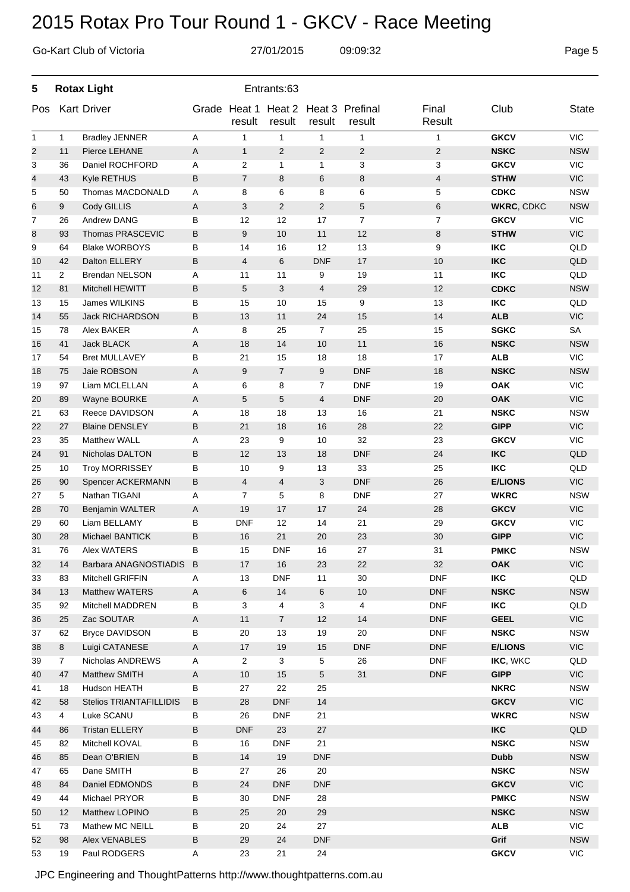# 2015 Rotax Pro Tour Round 1 - GKCV - Race Meeting

Go-Kart Club of Victoria 27/01/2015 09:09:32

## 5 Rotax Light

Entrants:63

| Pos | Kart | Driver | Grade | Heat 1 result | Heat 2 result | Heat 3 result | Prefinal result | Final Result | Club | State |
|---|---|---|---|---|---|---|---|---|---|---|
| 1 | 1 | Bradley JENNER | A | 1 | 1 | 1 | 1 | 1 | **GKCV** | VIC |
| 2 | 11 | Pierce LEHANE | A | 1 | 2 | 2 | 2 | 2 | **NSKC** | NSW |
| 3 | 36 | Daniel ROCHFORD | A | 2 | 1 | 1 | 3 | 3 | **GKCV** | VIC |
| 4 | 43 | Kyle RETHUS | B | 7 | 8 | 6 | 8 | 4 | **STHW** | VIC |
| 5 | 50 | Thomas MACDONALD | A | 8 | 6 | 8 | 6 | 5 | **CDKC** | NSW |
| 6 | 9 | Cody GILLIS | A | 3 | 2 | 2 | 5 | 6 | **WKRC**, CDKC | NSW |
| 7 | 26 | Andrew DANG | B | 12 | 12 | 17 | 7 | 7 | **GKCV** | VIC |
| 8 | 93 | Thomas PRASCEVIC | B | 9 | 10 | 11 | 12 | 8 | **STHW** | VIC |
| 9 | 64 | Blake WORBOYS | B | 14 | 16 | 12 | 13 | 9 | **IKC** | QLD |
| 10 | 42 | Dalton ELLERY | B | 4 | 6 | DNF | 17 | 10 | **IKC** | QLD |
| 11 | 2 | Brendan NELSON | A | 11 | 11 | 9 | 19 | 11 | **IKC** | QLD |
| 12 | 81 | Mitchell HEWITT | B | 5 | 3 | 4 | 29 | 12 | **CDKC** | NSW |
| 13 | 15 | James WILKINS | B | 15 | 10 | 15 | 9 | 13 | **IKC** | QLD |
| 14 | 55 | Jack RICHARDSON | B | 13 | 11 | 24 | 15 | 14 | **ALB** | VIC |
| 15 | 78 | Alex BAKER | A | 8 | 25 | 7 | 25 | 15 | **SGKC** | SA |
| 16 | 41 | Jack BLACK | A | 18 | 14 | 10 | 11 | 16 | **NSKC** | NSW |
| 17 | 54 | Bret MULLAVEY | B | 21 | 15 | 18 | 18 | 17 | **ALB** | VIC |
| 18 | 75 | Jaie ROBSON | A | 9 | 7 | 9 | DNF | 18 | **NSKC** | NSW |
| 19 | 97 | Liam MCLELLAN | A | 6 | 8 | 7 | DNF | 19 | **OAK** | VIC |
| 20 | 89 | Wayne BOURKE | A | 5 | 5 | 4 | DNF | 20 | **OAK** | VIC |
| 21 | 63 | Reece DAVIDSON | A | 18 | 18 | 13 | 16 | 21 | **NSKC** | NSW |
| 22 | 27 | Blaine DENSLEY | B | 21 | 18 | 16 | 28 | 22 | **GIPP** | VIC |
| 23 | 35 | Matthew WALL | A | 23 | 9 | 10 | 32 | 23 | **GKCV** | VIC |
| 24 | 91 | Nicholas DALTON | B | 12 | 13 | 18 | DNF | 24 | **IKC** | QLD |
| 25 | 10 | Troy MORRISSEY | B | 10 | 9 | 13 | 33 | 25 | **IKC** | QLD |
| 26 | 90 | Spencer ACKERMANN | B | 4 | 4 | 3 | DNF | 26 | **E/LIONS** | VIC |
| 27 | 5 | Nathan TIGANI | A | 7 | 5 | 8 | DNF | 27 | **WKRC** | NSW |
| 28 | 70 | Benjamin WALTER | A | 19 | 17 | 17 | 24 | 28 | **GKCV** | VIC |
| 29 | 60 | Liam BELLAMY | B | DNF | 12 | 14 | 21 | 29 | **GKCV** | VIC |
| 30 | 28 | Michael BANTICK | B | 16 | 21 | 20 | 23 | 30 | **GIPP** | VIC |
| 31 | 76 | Alex WATERS | B | 15 | DNF | 16 | 27 | 31 | **PMKC** | NSW |
| 32 | 14 | Barbara ANAGNOSTIADIS | B | 17 | 16 | 23 | 22 | 32 | **OAK** | VIC |
| 33 | 83 | Mitchell GRIFFIN | A | 13 | DNF | 11 | 30 | DNF | **IKC** | QLD |
| 34 | 13 | Matthew WATERS | A | 6 | 14 | 6 | 10 | DNF | **NSKC** | NSW |
| 35 | 92 | Mitchell MADDREN | B | 3 | 4 | 3 | 4 | DNF | **IKC** | QLD |
| 36 | 25 | Zac SOUTAR | A | 11 | 7 | 12 | 14 | DNF | **GEEL** | VIC |
| 37 | 62 | Bryce DAVIDSON | B | 20 | 13 | 19 | 20 | DNF | **NSKC** | NSW |
| 38 | 8 | Luigi CATANESE | A | 17 | 19 | 15 | DNF | DNF | **E/LIONS** | VIC |
| 39 | 7 | Nicholas ANDREWS | A | 2 | 3 | 5 | 26 | DNF | **IKC**, WKC | QLD |
| 40 | 47 | Matthew SMITH | A | 10 | 15 | 5 | 31 | DNF | **GIPP** | VIC |
| 41 | 18 | Hudson HEATH | B | 27 | 22 | 25 | | | **NKRC** | NSW |
| 42 | 58 | Stelios TRIANTAFILLIDIS | B | 28 | DNF | 14 | | | **GKCV** | VIC |
| 43 | 4 | Luke SCANU | B | 26 | DNF | 21 | | | **WKRC** | NSW |
| 44 | 86 | Tristan ELLERY | B | DNF | 23 | 27 | | | **IKC** | QLD |
| 45 | 82 | Mitchell KOVAL | B | 16 | DNF | 21 | | | **NSKC** | NSW |
| 46 | 85 | Dean O'BRIEN | B | 14 | 19 | DNF | | | **Dubb** | NSW |
| 47 | 65 | Dane SMITH | B | 27 | 26 | 20 | | | **NSKC** | NSW |
| 48 | 84 | Daniel EDMONDS | B | 24 | DNF | DNF | | | **GKCV** | VIC |
| 49 | 44 | Michael PRYOR | B | 30 | DNF | 28 | | | **PMKC** | NSW |
| 50 | 12 | Matthew LOPINO | B | 25 | 20 | 29 | | | **NSKC** | NSW |
| 51 | 73 | Mathew MC NEILL | B | 20 | 24 | 27 | | | **ALB** | VIC |
| 52 | 98 | Alex VENABLES | B | 29 | 24 | DNF | | | **Grif** | NSW |
| 53 | 19 | Paul RODGERS | A | 23 | 21 | 24 | | | **GKCV** | VIC |

JPC Engineering and ThoughtPatterns http://www.thoughtpatterns.com.au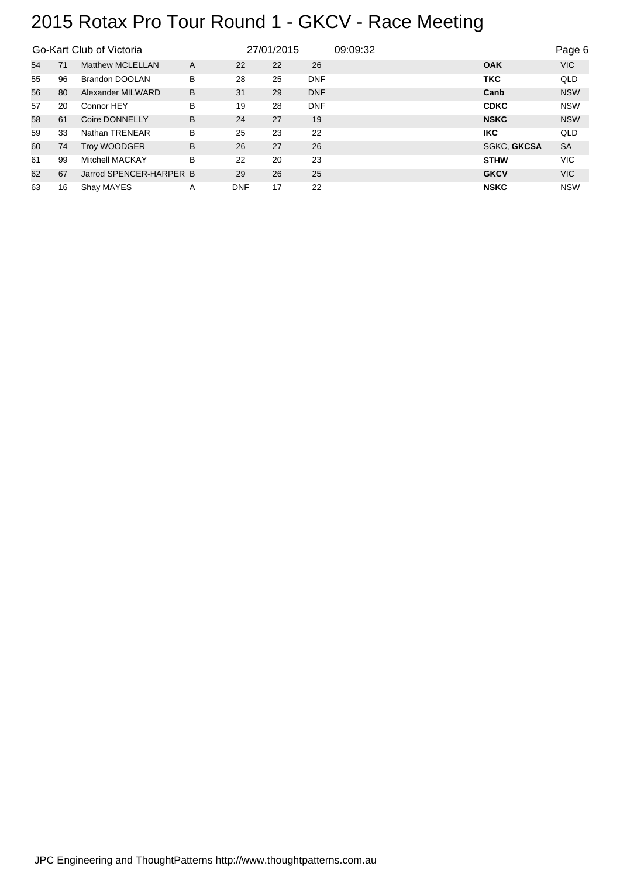# 2015 Rotax Pro Tour Round 1 - GKCV - Race Meeting

Go-Kart Club of Victoria 27/01/2015 09:09:32

| | | | | | | | | |
|---|---|---|---|---|---|---|---|---|
| 54 | 71 | Matthew MCLELLAN | A | 22 | 22 | 26 | **OAK** | VIC |
| 55 | 96 | Brandon DOOLAN | B | 28 | 25 | DNF | **TKC** | QLD |
| 56 | 80 | Alexander MILWARD | B | 31 | 29 | DNF | **Canb** | NSW |
| 57 | 20 | Connor HEY | B | 19 | 28 | DNF | **CDKC** | NSW |
| 58 | 61 | Coire DONNELLY | B | 24 | 27 | 19 | **NSKC** | NSW |
| 59 | 33 | Nathan TRENEAR | B | 25 | 23 | 22 | **IKC** | QLD |
| 60 | 74 | Troy WOODGER | B | 26 | 27 | 26 | SGKC, **GKCSA** | SA |
| 61 | 99 | Mitchell MACKAY | B | 22 | 20 | 23 | **STHW** | VIC |
| 62 | 67 | Jarrod SPENCER-HARPER | B | 29 | 26 | 25 | **GKCV** | VIC |
| 63 | 16 | Shay MAYES | A | DNF | 17 | 22 | **NSKC** | NSW |

JPC Engineering and ThoughtPatterns http://www.thoughtpatterns.com.au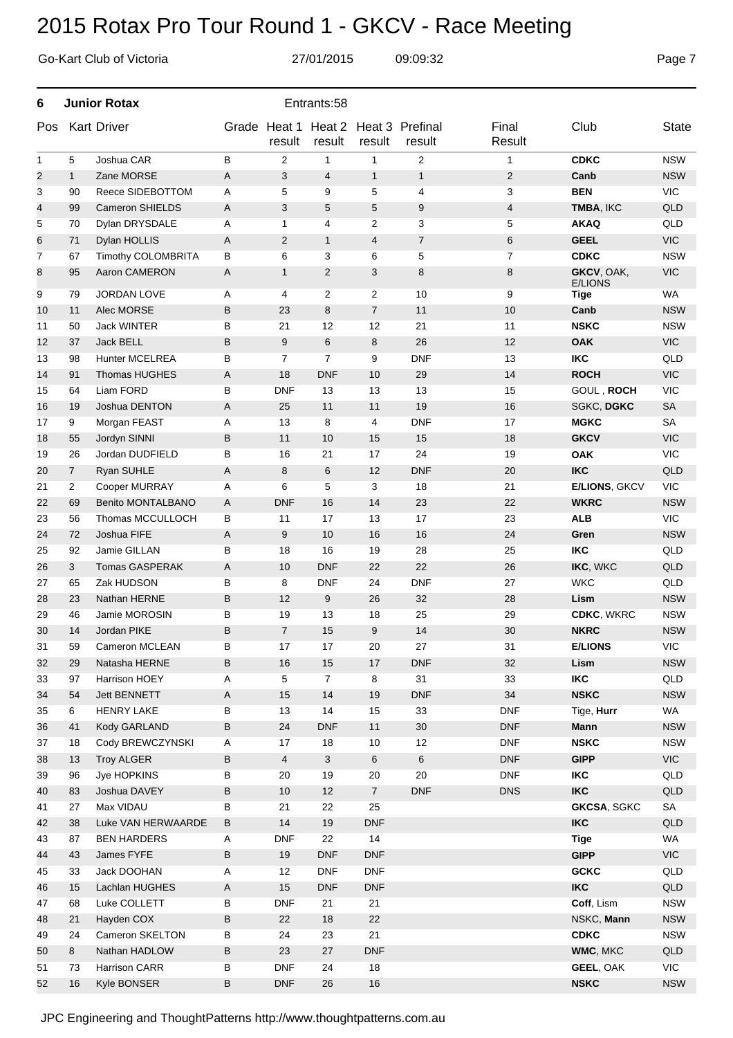# 2015 Rotax Pro Tour Round 1 - GKCV - Race Meeting

Go-Kart Club of Victoria 27/01/2015 09:09:32

## 6 Junior Rotax

Entrants:58

| Pos | Kart | Driver | Grade | Heat 1 result | Heat 2 result | Heat 3 result | Prefinal result | Final Result | Club | State |
|---|---|---|---|---|---|---|---|---|---|---|
| 1 | 5 | Joshua CAR | B | 2 | 1 | 1 | 2 | 1 | **CDKC** | NSW |
| 2 | 1 | Zane MORSE | A | 3 | 4 | 1 | 1 | 2 | **Canb** | NSW |
| 3 | 90 | Reece SIDEBOTTOM | A | 5 | 9 | 5 | 4 | 3 | **BEN** | VIC |
| 4 | 99 | Cameron SHIELDS | A | 3 | 5 | 5 | 9 | 4 | **TMBA**, IKC | QLD |
| 5 | 70 | Dylan DRYSDALE | A | 1 | 4 | 2 | 3 | 5 | **AKAQ** | QLD |
| 6 | 71 | Dylan HOLLIS | A | 2 | 1 | 4 | 7 | 6 | **GEEL** | VIC |
| 7 | 67 | Timothy COLOMBRITA | B | 6 | 3 | 6 | 5 | 7 | **CDKC** | NSW |
| 8 | 95 | Aaron CAMERON | A | 1 | 2 | 3 | 8 | 8 | **GKCV**, OAK, E/LIONS | VIC |
| 9 | 79 | JORDAN LOVE | A | 4 | 2 | 2 | 10 | 9 | **Tige** | WA |
| 10 | 11 | Alec MORSE | B | 23 | 8 | 7 | 11 | 10 | **Canb** | NSW |
| 11 | 50 | Jack WINTER | B | 21 | 12 | 12 | 21 | 11 | **NSKC** | NSW |
| 12 | 37 | Jack BELL | B | 9 | 6 | 8 | 26 | 12 | **OAK** | VIC |
| 13 | 98 | Hunter MCELREA | B | 7 | 7 | 9 | DNF | 13 | **IKC** | QLD |
| 14 | 91 | Thomas HUGHES | A | 18 | DNF | 10 | 29 | 14 | **ROCH** | VIC |
| 15 | 64 | Liam FORD | B | DNF | 13 | 13 | 13 | 15 | GOUL , **ROCH** | VIC |
| 16 | 19 | Joshua DENTON | A | 25 | 11 | 11 | 19 | 16 | SGKC, **DGKC** | SA |
| 17 | 9 | Morgan FEAST | A | 13 | 8 | 4 | DNF | 17 | **MGKC** | SA |
| 18 | 55 | Jordyn SINNI | B | 11 | 10 | 15 | 15 | 18 | **GKCV** | VIC |
| 19 | 26 | Jordan DUDFIELD | B | 16 | 21 | 17 | 24 | 19 | **OAK** | VIC |
| 20 | 7 | Ryan SUHLE | A | 8 | 6 | 12 | DNF | 20 | **IKC** | QLD |
| 21 | 2 | Cooper MURRAY | A | 6 | 5 | 3 | 18 | 21 | **E/LIONS**, GKCV | VIC |
| 22 | 69 | Benito MONTALBANO | A | DNF | 16 | 14 | 23 | 22 | **WKRC** | NSW |
| 23 | 56 | Thomas MCCULLOCH | B | 11 | 17 | 13 | 17 | 23 | **ALB** | VIC |
| 24 | 72 | Joshua FIFE | A | 9 | 10 | 16 | 16 | 24 | **Gren** | NSW |
| 25 | 92 | Jamie GILLAN | B | 18 | 16 | 19 | 28 | 25 | **IKC** | QLD |
| 26 | 3 | Tomas GASPERAK | A | 10 | DNF | 22 | 22 | 26 | **IKC**, WKC | QLD |
| 27 | 65 | Zak HUDSON | B | 8 | DNF | 24 | DNF | 27 | WKC | QLD |
| 28 | 23 | Nathan HERNE | B | 12 | 9 | 26 | 32 | 28 | **Lism** | NSW |
| 29 | 46 | Jamie MOROSIN | B | 19 | 13 | 18 | 25 | 29 | **CDKC**, WKRC | NSW |
| 30 | 14 | Jordan PIKE | B | 7 | 15 | 9 | 14 | 30 | **NKRC** | NSW |
| 31 | 59 | Cameron MCLEAN | B | 17 | 17 | 20 | 27 | 31 | **E/LIONS** | VIC |
| 32 | 29 | Natasha HERNE | B | 16 | 15 | 17 | DNF | 32 | **Lism** | NSW |
| 33 | 97 | Harrison HOEY | A | 5 | 7 | 8 | 31 | 33 | **IKC** | QLD |
| 34 | 54 | Jett BENNETT | A | 15 | 14 | 19 | DNF | 34 | **NSKC** | NSW |
| 35 | 6 | HENRY LAKE | B | 13 | 14 | 15 | 33 | DNF | Tige, **Hurr** | WA |
| 36 | 41 | Kody GARLAND | B | 24 | DNF | 11 | 30 | DNF | **Mann** | NSW |
| 37 | 18 | Cody BREWCZYNSKI | A | 17 | 18 | 10 | 12 | DNF | **NSKC** | NSW |
| 38 | 13 | Troy ALGER | B | 4 | 3 | 6 | 6 | DNF | **GIPP** | VIC |
| 39 | 96 | Jye HOPKINS | B | 20 | 19 | 20 | 20 | DNF | **IKC** | QLD |
| 40 | 83 | Joshua DAVEY | B | 10 | 12 | 7 | DNF | DNS | **IKC** | QLD |
| 41 | 27 | Max VIDAU | B | 21 | 22 | 25 | | | **GKCSA**, SGKC | SA |
| 42 | 38 | Luke VAN HERWAARDE | B | 14 | 19 | DNF | | | **IKC** | QLD |
| 43 | 87 | BEN HARDERS | A | DNF | 22 | 14 | | | **Tige** | WA |
| 44 | 43 | James FYFE | B | 19 | DNF | DNF | | | **GIPP** | VIC |
| 45 | 33 | Jack DOOHAN | A | 12 | DNF | DNF | | | **GCKC** | QLD |
| 46 | 15 | Lachlan HUGHES | A | 15 | DNF | DNF | | | **IKC** | QLD |
| 47 | 68 | Luke COLLETT | B | DNF | 21 | 21 | | | **Coff**, Lism | NSW |
| 48 | 21 | Hayden COX | B | 22 | 18 | 22 | | | NSKC, **Mann** | NSW |
| 49 | 24 | Cameron SKELTON | B | 24 | 23 | 21 | | | **CDKC** | NSW |
| 50 | 8 | Nathan HADLOW | B | 23 | 27 | DNF | | | **WMC**, MKC | QLD |
| 51 | 73 | Harrison CARR | B | DNF | 24 | 18 | | | **GEEL**, OAK | VIC |
| 52 | 16 | Kyle BONSER | B | DNF | 26 | 16 | | | **NSKC** | NSW |

JPC Engineering and ThoughtPatterns http://www.thoughtpatterns.com.au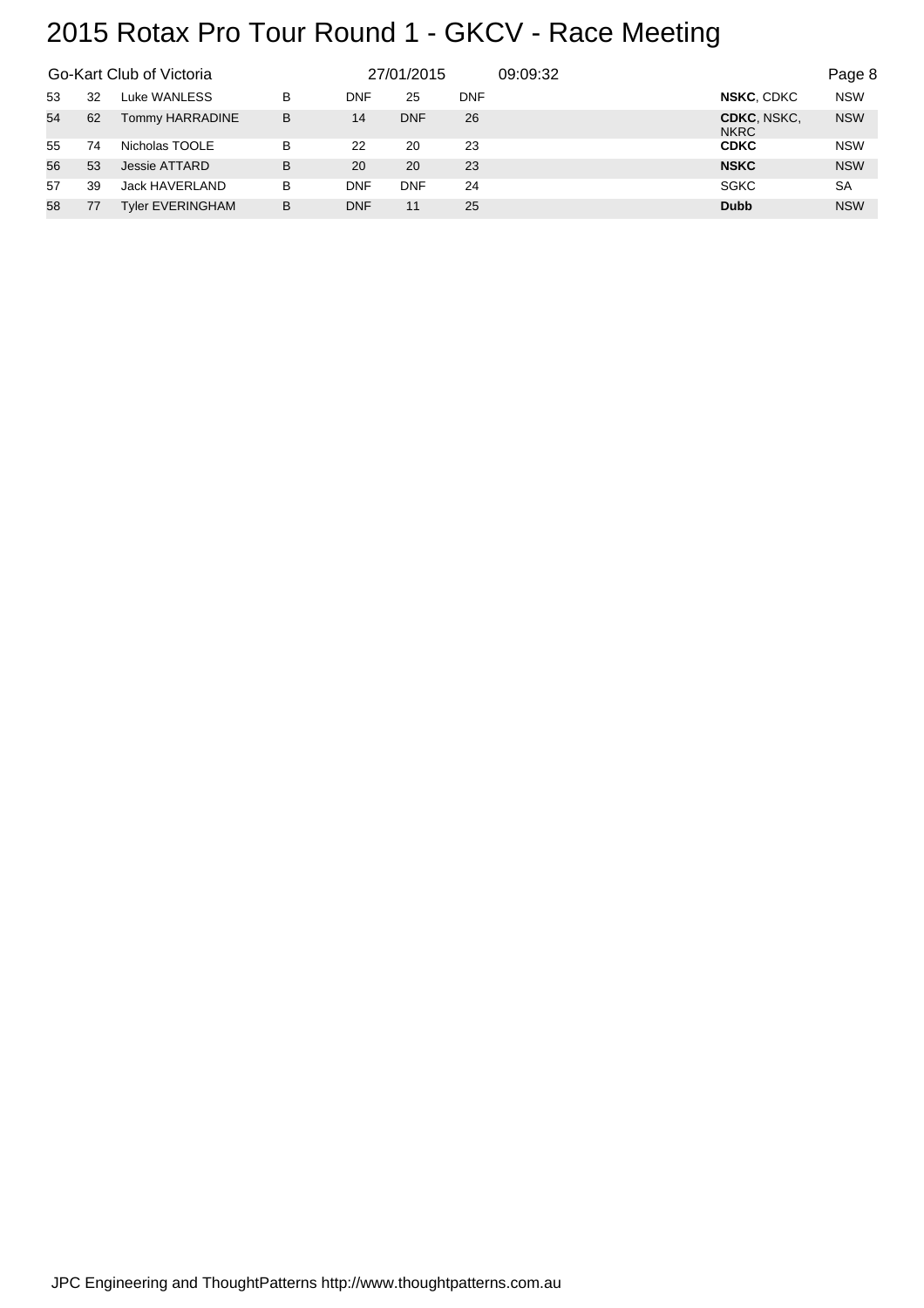# 2015 Rotax Pro Tour Round 1 - GKCV - Race Meeting

Go-Kart Club of Victoria 27/01/2015 09:09:32

| | | | | | | | | | |
|---|---|---|---|---|---|---|---|---|---|
| 53 | 32 | Luke WANLESS | B | DNF | 25 | DNF | | **NSKC**, CDKC | NSW |
| 54 | 62 | Tommy HARRADINE | B | 14 | DNF | 26 | | **CDKC**, NSKC, NKRC | NSW |
| 55 | 74 | Nicholas TOOLE | B | 22 | 20 | 23 | | **CDKC** | NSW |
| 56 | 53 | Jessie ATTARD | B | 20 | 20 | 23 | | **NSKC** | NSW |
| 57 | 39 | Jack HAVERLAND | B | DNF | DNF | 24 | | SGKC | SA |
| 58 | 77 | Tyler EVERINGHAM | B | DNF | 11 | 25 | | **Dubb** | NSW |

JPC Engineering and ThoughtPatterns http://www.thoughtpatterns.com.au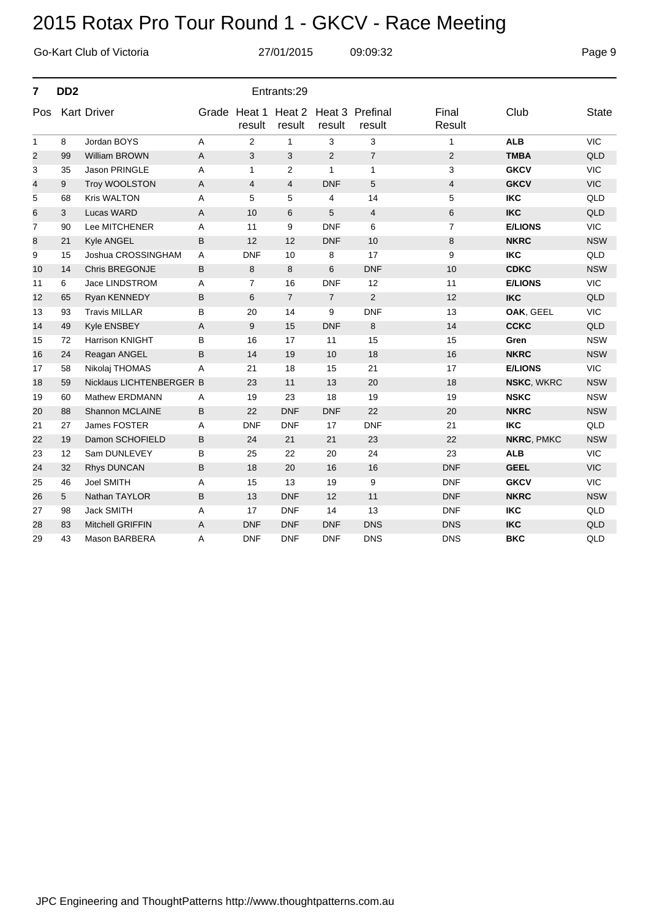# 2015 Rotax Pro Tour Round 1 - GKCV - Race Meeting

Go-Kart Club of Victoria 27/01/2015 09:09:32

**7 DD2** Entrants:29

| Pos | Kart | Driver | Grade | Heat 1 result | Heat 2 result | Heat 3 result | Prefinal result | Final Result | Club | State |
|---|---|---|---|---|---|---|---|---|---|---|
| 1 | 8 | Jordan BOYS | A | 2 | 1 | 3 | 3 | 1 | **ALB** | VIC |
| 2 | 99 | William BROWN | A | 3 | 3 | 2 | 7 | 2 | **TMBA** | QLD |
| 3 | 35 | Jason PRINGLE | A | 1 | 2 | 1 | 1 | 3 | **GKCV** | VIC |
| 4 | 9 | Troy WOOLSTON | A | 4 | 4 | DNF | 5 | 4 | **GKCV** | VIC |
| 5 | 68 | Kris WALTON | A | 5 | 5 | 4 | 14 | 5 | **IKC** | QLD |
| 6 | 3 | Lucas WARD | A | 10 | 6 | 5 | 4 | 6 | **IKC** | QLD |
| 7 | 90 | Lee MITCHENER | A | 11 | 9 | DNF | 6 | 7 | **E/LIONS** | VIC |
| 8 | 21 | Kyle ANGEL | B | 12 | 12 | DNF | 10 | 8 | **NKRC** | NSW |
| 9 | 15 | Joshua CROSSINGHAM | A | DNF | 10 | 8 | 17 | 9 | **IKC** | QLD |
| 10 | 14 | Chris BREGONJE | B | 8 | 8 | 6 | DNF | 10 | **CDKC** | NSW |
| 11 | 6 | Jace LINDSTROM | A | 7 | 16 | DNF | 12 | 11 | **E/LIONS** | VIC |
| 12 | 65 | Ryan KENNEDY | B | 6 | 7 | 7 | 2 | 12 | **IKC** | QLD |
| 13 | 93 | Travis MILLAR | B | 20 | 14 | 9 | DNF | 13 | **OAK**, GEEL | VIC |
| 14 | 49 | Kyle ENSBEY | A | 9 | 15 | DNF | 8 | 14 | **CCKC** | QLD |
| 15 | 72 | Harrison KNIGHT | B | 16 | 17 | 11 | 15 | 15 | **Gren** | NSW |
| 16 | 24 | Reagan ANGEL | B | 14 | 19 | 10 | 18 | 16 | **NKRC** | NSW |
| 17 | 58 | Nikolaj THOMAS | A | 21 | 18 | 15 | 21 | 17 | **E/LIONS** | VIC |
| 18 | 59 | Nicklaus LICHTENBERGER | B | 23 | 11 | 13 | 20 | 18 | **NSKC**, WKRC | NSW |
| 19 | 60 | Mathew ERDMANN | A | 19 | 23 | 18 | 19 | 19 | **NSKC** | NSW |
| 20 | 88 | Shannon MCLAINE | B | 22 | DNF | DNF | 22 | 20 | **NKRC** | NSW |
| 21 | 27 | James FOSTER | A | DNF | DNF | 17 | DNF | 21 | **IKC** | QLD |
| 22 | 19 | Damon SCHOFIELD | B | 24 | 21 | 21 | 23 | 22 | **NKRC**, PMKC | NSW |
| 23 | 12 | Sam DUNLEVEY | B | 25 | 22 | 20 | 24 | 23 | **ALB** | VIC |
| 24 | 32 | Rhys DUNCAN | B | 18 | 20 | 16 | 16 | DNF | **GEEL** | VIC |
| 25 | 46 | Joel SMITH | A | 15 | 13 | 19 | 9 | DNF | **GKCV** | VIC |
| 26 | 5 | Nathan TAYLOR | B | 13 | DNF | 12 | 11 | DNF | **NKRC** | NSW |
| 27 | 98 | Jack SMITH | A | 17 | DNF | 14 | 13 | DNF | **IKC** | QLD |
| 28 | 83 | Mitchell GRIFFIN | A | DNF | DNF | DNF | DNS | DNS | **IKC** | QLD |
| 29 | 43 | Mason BARBERA | A | DNF | DNF | DNF | DNS | DNS | **BKC** | QLD |

JPC Engineering and ThoughtPatterns http://www.thoughtpatterns.com.au